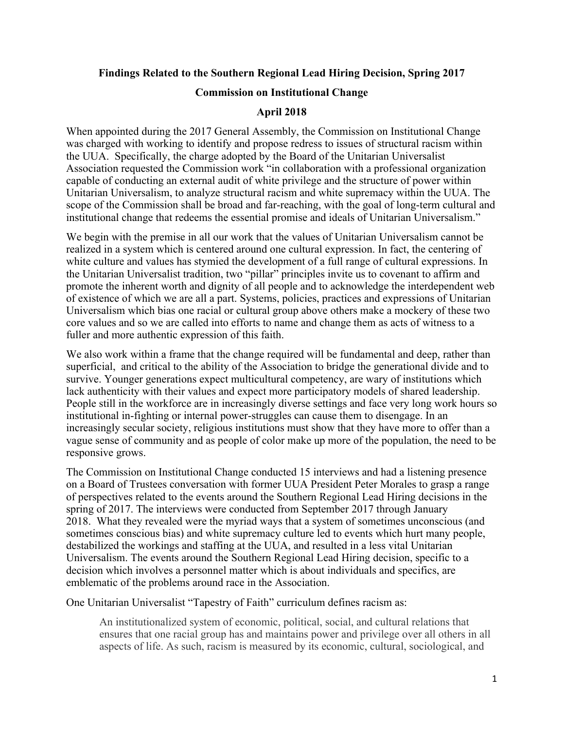**Findings Related to the Southern Regional Lead Hiring Decision, Spring 2017**

**Commission on Institutional Change**

**April 2018**

When appointed during the 2017 General Assembly, the Commission on Institutional Change was charged with working to identify and propose redress to issues of structural racism within the UUA. Specifically, the charge adopted by the Board of the Unitarian Universalist Association requested the Commission work "in collaboration with a professional organization capable of conducting an external audit of white privilege and the structure of power within Unitarian Universalism, to analyze structural racism and white supremacy within the UUA. The scope of the Commission shall be broad and far-reaching, with the goal of long-term cultural and institutional change that redeems the essential promise and ideals of Unitarian Universalism."

We begin with the premise in all our work that the values of Unitarian Universalism cannot be realized in a system which is centered around one cultural expression. In fact, the centering of white culture and values has stymied the development of a full range of cultural expressions. In the Unitarian Universalist tradition, two "pillar" principles invite us to covenant to affirm and promote the inherent worth and dignity of all people and to acknowledge the interdependent web of existence of which we are all a part. Systems, policies, practices and expressions of Unitarian Universalism which bias one racial or cultural group above others make a mockery of these two core values and so we are called into efforts to name and change them as acts of witness to a fuller and more authentic expression of this faith.

We also work within a frame that the change required will be fundamental and deep, rather than superficial, and critical to the ability of the Association to bridge the generational divide and to survive. Younger generations expect multicultural competency, are wary of institutions which lack authenticity with their values and expect more participatory models of shared leadership. People still in the workforce are in increasingly diverse settings and face very long work hours so institutional in-fighting or internal power-struggles can cause them to disengage. In an increasingly secular society, religious institutions must show that they have more to offer than a vague sense of community and as people of color make up more of the population, the need to be responsive grows.

The Commission on Institutional Change conducted 15 interviews and had a listening presence on a Board of Trustees conversation with former UUA President Peter Morales to grasp a range of perspectives related to the events around the Southern Regional Lead Hiring decisions in the spring of 2017. The interviews were conducted from September 2017 through January 2018. What they revealed were the myriad ways that a system of sometimes unconscious (and sometimes conscious bias) and white supremacy culture led to events which hurt many people, destabilized the workings and staffing at the UUA, and resulted in a less vital Unitarian Universalism. The events around the Southern Regional Lead Hiring decision, specific to a decision which involves a personnel matter which is about individuals and specifics, are emblematic of the problems around race in the Association.

One Unitarian Universalist "Tapestry of Faith" curriculum defines racism as:

> An institutionalized system of economic, political, social, and cultural relations that ensures that one racial group has and maintains power and privilege over all others in all aspects of life. As such, racism is measured by its economic, cultural, sociological, and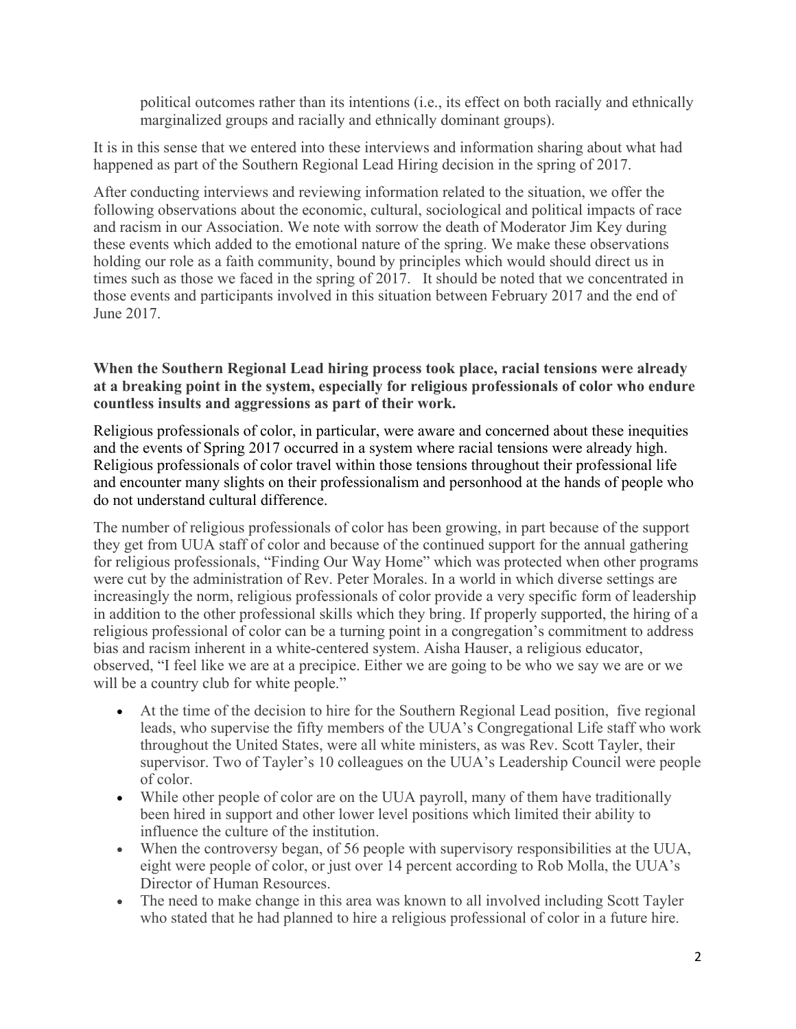political outcomes rather than its intentions (i.e., its effect on both racially and ethnically marginalized groups and racially and ethnically dominant groups).

It is in this sense that we entered into these interviews and information sharing about what had happened as part of the Southern Regional Lead Hiring decision in the spring of 2017.

After conducting interviews and reviewing information related to the situation, we offer the following observations about the economic, cultural, sociological and political impacts of race and racism in our Association. We note with sorrow the death of Moderator Jim Key during these events which added to the emotional nature of the spring. We make these observations holding our role as a faith community, bound by principles which would should direct us in times such as those we faced in the spring of 2017. It should be noted that we concentrated in those events and participants involved in this situation between February 2017 and the end of June 2017.

**When the Southern Regional Lead hiring process took place, racial tensions were already at a breaking point in the system, especially for religious professionals of color who endure countless insults and aggressions as part of their work.**

Religious professionals of color, in particular, were aware and concerned about these inequities and the events of Spring 2017 occurred in a system where racial tensions were already high. Religious professionals of color travel within those tensions throughout their professional life and encounter many slights on their professionalism and personhood at the hands of people who do not understand cultural difference.

The number of religious professionals of color has been growing, in part because of the support they get from UUA staff of color and because of the continued support for the annual gathering for religious professionals, "Finding Our Way Home" which was protected when other programs were cut by the administration of Rev. Peter Morales. In a world in which diverse settings are increasingly the norm, religious professionals of color provide a very specific form of leadership in addition to the other professional skills which they bring. If properly supported, the hiring of a religious professional of color can be a turning point in a congregation's commitment to address bias and racism inherent in a white-centered system. Aisha Hauser, a religious educator, observed, "I feel like we are at a precipice. Either we are going to be who we say we are or we will be a country club for white people."

- At the time of the decision to hire for the Southern Regional Lead position, five regional leads, who supervise the fifty members of the UUA's Congregational Life staff who work throughout the United States, were all white ministers, as was Rev. Scott Tayler, their supervisor. Two of Tayler's 10 colleagues on the UUA's Leadership Council were people of color.
- While other people of color are on the UUA payroll, many of them have traditionally been hired in support and other lower level positions which limited their ability to influence the culture of the institution.
- When the controversy began, of 56 people with supervisory responsibilities at the UUA, eight were people of color, or just over 14 percent according to Rob Molla, the UUA's Director of Human Resources.
- The need to make change in this area was known to all involved including Scott Tayler who stated that he had planned to hire a religious professional of color in a future hire.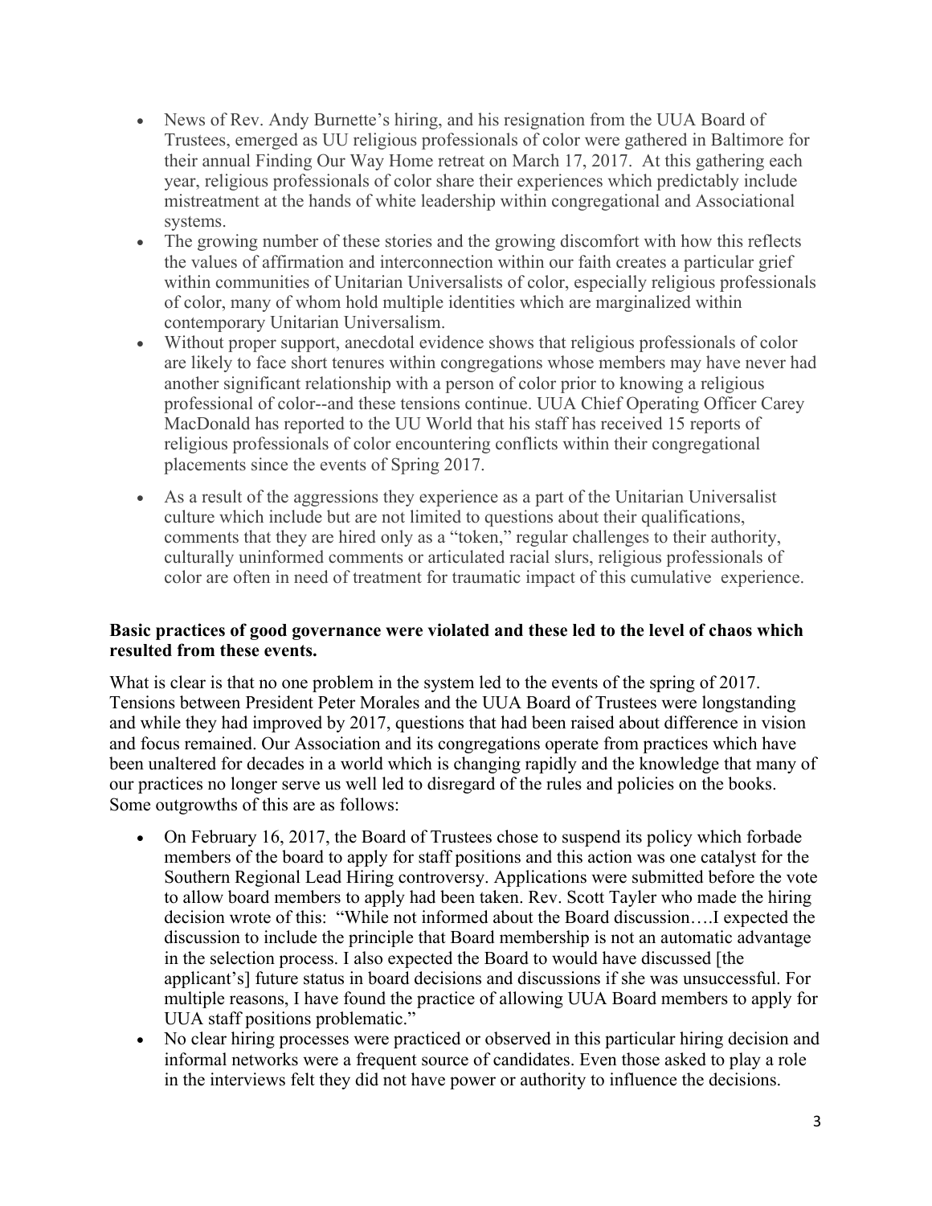- News of Rev. Andy Burnette's hiring, and his resignation from the UUA Board of Trustees, emerged as UU religious professionals of color were gathered in Baltimore for their annual Finding Our Way Home retreat on March 17, 2017. At this gathering each year, religious professionals of color share their experiences which predictably include mistreatment at the hands of white leadership within congregational and Associational systems.
- The growing number of these stories and the growing discomfort with how this reflects the values of affirmation and interconnection within our faith creates a particular grief within communities of Unitarian Universalists of color, especially religious professionals of color, many of whom hold multiple identities which are marginalized within contemporary Unitarian Universalism.
- Without proper support, anecdotal evidence shows that religious professionals of color are likely to face short tenures within congregations whose members may have never had another significant relationship with a person of color prior to knowing a religious professional of color--and these tensions continue. UUA Chief Operating Officer Carey MacDonald has reported to the UU World that his staff has received 15 reports of religious professionals of color encountering conflicts within their congregational placements since the events of Spring 2017.
- As a result of the aggressions they experience as a part of the Unitarian Universalist culture which include but are not limited to questions about their qualifications, comments that they are hired only as a "token," regular challenges to their authority, culturally uninformed comments or articulated racial slurs, religious professionals of color are often in need of treatment for traumatic impact of this cumulative experience.

**Basic practices of good governance were violated and these led to the level of chaos which resulted from these events.**

What is clear is that no one problem in the system led to the events of the spring of 2017. Tensions between President Peter Morales and the UUA Board of Trustees were longstanding and while they had improved by 2017, questions that had been raised about difference in vision and focus remained. Our Association and its congregations operate from practices which have been unaltered for decades in a world which is changing rapidly and the knowledge that many of our practices no longer serve us well led to disregard of the rules and policies on the books. Some outgrowths of this are as follows:

- On February 16, 2017, the Board of Trustees chose to suspend its policy which forbade members of the board to apply for staff positions and this action was one catalyst for the Southern Regional Lead Hiring controversy. Applications were submitted before the vote to allow board members to apply had been taken. Rev. Scott Tayler who made the hiring decision wrote of this: "While not informed about the Board discussion….I expected the discussion to include the principle that Board membership is not an automatic advantage in the selection process. I also expected the Board to would have discussed [the applicant's] future status in board decisions and discussions if she was unsuccessful. For multiple reasons, I have found the practice of allowing UUA Board members to apply for UUA staff positions problematic."
- No clear hiring processes were practiced or observed in this particular hiring decision and informal networks were a frequent source of candidates. Even those asked to play a role in the interviews felt they did not have power or authority to influence the decisions.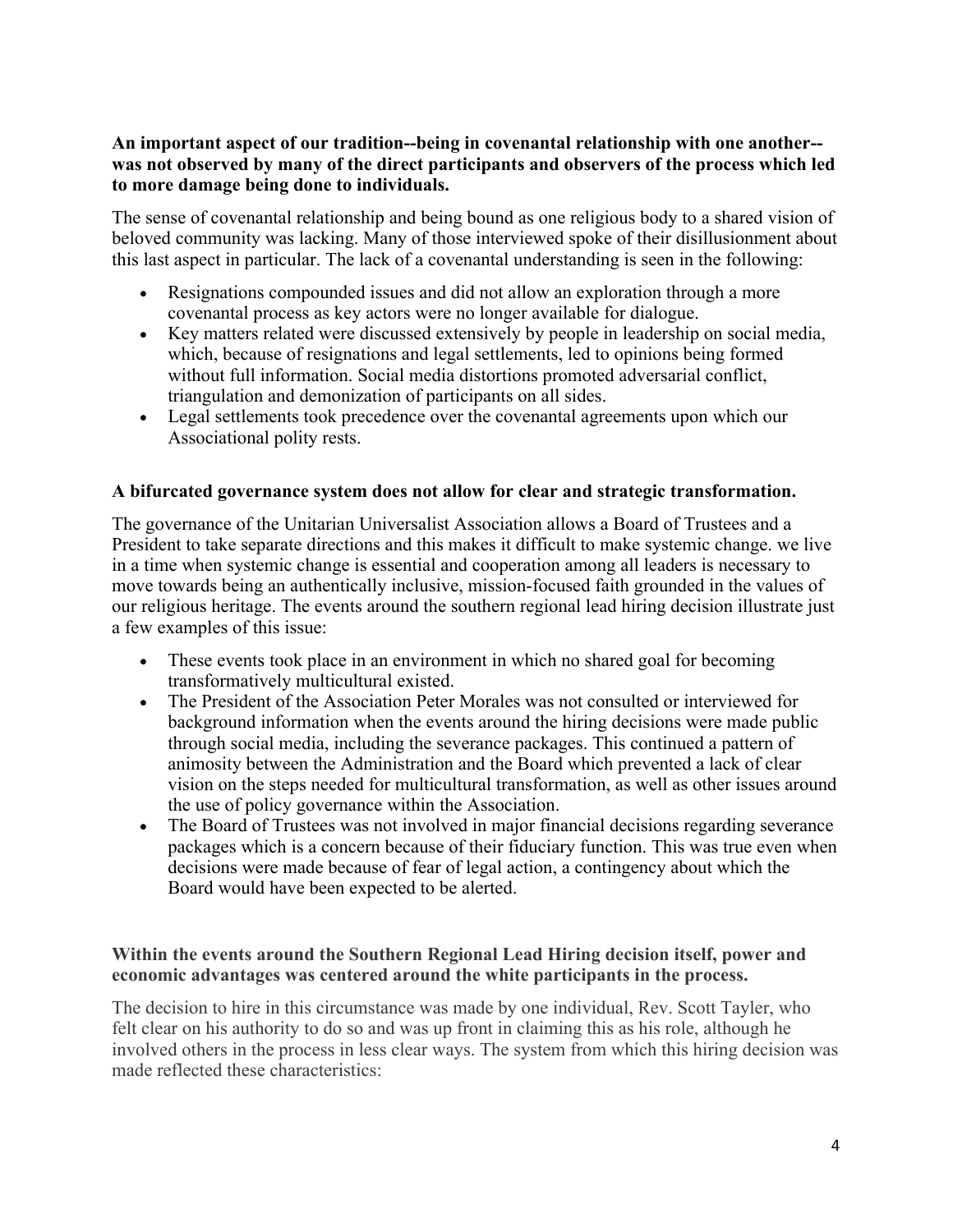**An important aspect of our tradition--being in covenantal relationship with one another--was not observed by many of the direct participants and observers of the process which led to more damage being done to individuals.**

The sense of covenantal relationship and being bound as one religious body to a shared vision of beloved community was lacking. Many of those interviewed spoke of their disillusionment about this last aspect in particular. The lack of a covenantal understanding is seen in the following:

- Resignations compounded issues and did not allow an exploration through a more covenantal process as key actors were no longer available for dialogue.
- Key matters related were discussed extensively by people in leadership on social media, which, because of resignations and legal settlements, led to opinions being formed without full information. Social media distortions promoted adversarial conflict, triangulation and demonization of participants on all sides.
- Legal settlements took precedence over the covenantal agreements upon which our Associational polity rests.

**A bifurcated governance system does not allow for clear and strategic transformation.**

The governance of the Unitarian Universalist Association allows a Board of Trustees and a President to take separate directions and this makes it difficult to make systemic change. we live in a time when systemic change is essential and cooperation among all leaders is necessary to move towards being an authentically inclusive, mission-focused faith grounded in the values of our religious heritage. The events around the southern regional lead hiring decision illustrate just a few examples of this issue:

- These events took place in an environment in which no shared goal for becoming transformatively multicultural existed.
- The President of the Association Peter Morales was not consulted or interviewed for background information when the events around the hiring decisions were made public through social media, including the severance packages. This continued a pattern of animosity between the Administration and the Board which prevented a lack of clear vision on the steps needed for multicultural transformation, as well as other issues around the use of policy governance within the Association.
- The Board of Trustees was not involved in major financial decisions regarding severance packages which is a concern because of their fiduciary function. This was true even when decisions were made because of fear of legal action, a contingency about which the Board would have been expected to be alerted.

**Within the events around the Southern Regional Lead Hiring decision itself, power and economic advantages was centered around the white participants in the process.**

The decision to hire in this circumstance was made by one individual, Rev. Scott Tayler, who felt clear on his authority to do so and was up front in claiming this as his role, although he involved others in the process in less clear ways. The system from which this hiring decision was made reflected these characteristics: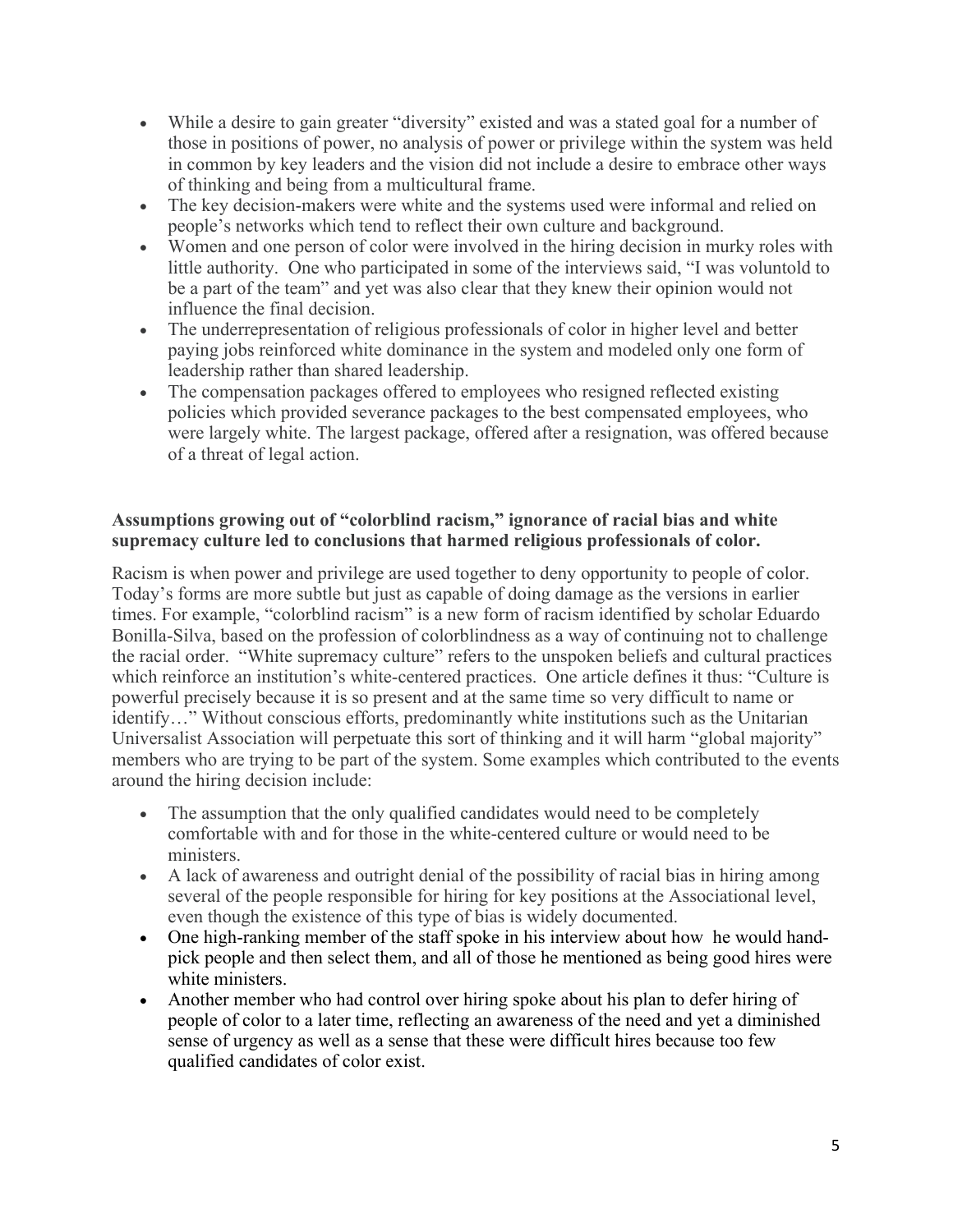- While a desire to gain greater "diversity" existed and was a stated goal for a number of those in positions of power, no analysis of power or privilege within the system was held in common by key leaders and the vision did not include a desire to embrace other ways of thinking and being from a multicultural frame.
- The key decision-makers were white and the systems used were informal and relied on people's networks which tend to reflect their own culture and background.
- Women and one person of color were involved in the hiring decision in murky roles with little authority. One who participated in some of the interviews said, "I was voluntold to be a part of the team" and yet was also clear that they knew their opinion would not influence the final decision.
- The underrepresentation of religious professionals of color in higher level and better paying jobs reinforced white dominance in the system and modeled only one form of leadership rather than shared leadership.
- The compensation packages offered to employees who resigned reflected existing policies which provided severance packages to the best compensated employees, who were largely white. The largest package, offered after a resignation, was offered because of a threat of legal action.

**Assumptions growing out of "colorblind racism," ignorance of racial bias and white supremacy culture led to conclusions that harmed religious professionals of color.**

Racism is when power and privilege are used together to deny opportunity to people of color. Today's forms are more subtle but just as capable of doing damage as the versions in earlier times. For example, "colorblind racism" is a new form of racism identified by scholar Eduardo Bonilla-Silva, based on the profession of colorblindness as a way of continuing not to challenge the racial order. "White supremacy culture" refers to the unspoken beliefs and cultural practices which reinforce an institution's white-centered practices. One article defines it thus: "Culture is powerful precisely because it is so present and at the same time so very difficult to name or identify…" Without conscious efforts, predominantly white institutions such as the Unitarian Universalist Association will perpetuate this sort of thinking and it will harm "global majority" members who are trying to be part of the system. Some examples which contributed to the events around the hiring decision include:

- The assumption that the only qualified candidates would need to be completely comfortable with and for those in the white-centered culture or would need to be ministers.
- A lack of awareness and outright denial of the possibility of racial bias in hiring among several of the people responsible for hiring for key positions at the Associational level, even though the existence of this type of bias is widely documented.
- One high-ranking member of the staff spoke in his interview about how he would hand-pick people and then select them, and all of those he mentioned as being good hires were white ministers.
- Another member who had control over hiring spoke about his plan to defer hiring of people of color to a later time, reflecting an awareness of the need and yet a diminished sense of urgency as well as a sense that these were difficult hires because too few qualified candidates of color exist.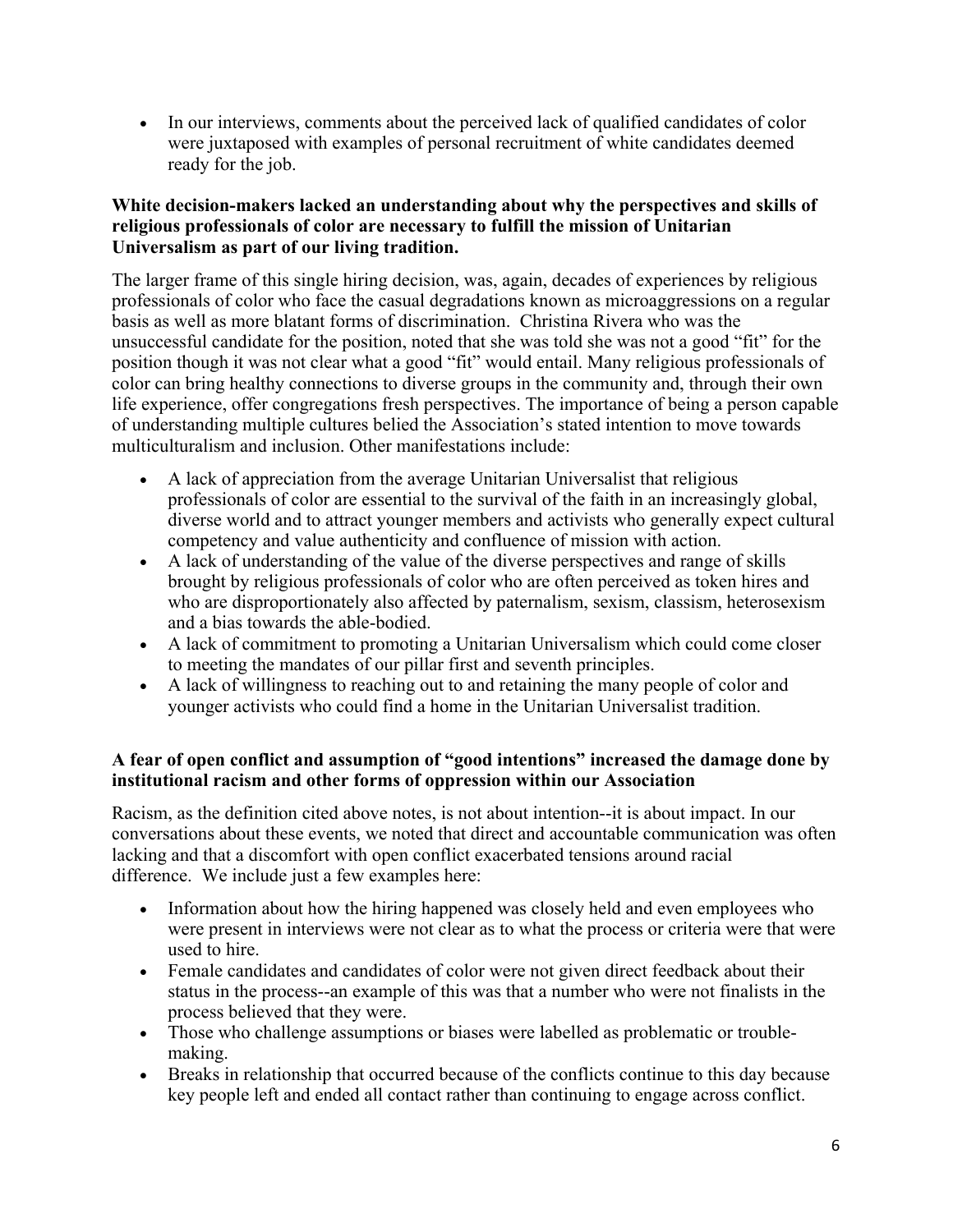- In our interviews, comments about the perceived lack of qualified candidates of color were juxtaposed with examples of personal recruitment of white candidates deemed ready for the job.

**White decision-makers lacked an understanding about why the perspectives and skills of religious professionals of color are necessary to fulfill the mission of Unitarian Universalism as part of our living tradition.**

The larger frame of this single hiring decision, was, again, decades of experiences by religious professionals of color who face the casual degradations known as microaggressions on a regular basis as well as more blatant forms of discrimination. Christina Rivera who was the unsuccessful candidate for the position, noted that she was told she was not a good "fit" for the position though it was not clear what a good "fit" would entail. Many religious professionals of color can bring healthy connections to diverse groups in the community and, through their own life experience, offer congregations fresh perspectives. The importance of being a person capable of understanding multiple cultures belied the Association's stated intention to move towards multiculturalism and inclusion. Other manifestations include:

- A lack of appreciation from the average Unitarian Universalist that religious professionals of color are essential to the survival of the faith in an increasingly global, diverse world and to attract younger members and activists who generally expect cultural competency and value authenticity and confluence of mission with action.
- A lack of understanding of the value of the diverse perspectives and range of skills brought by religious professionals of color who are often perceived as token hires and who are disproportionately also affected by paternalism, sexism, classism, heterosexism and a bias towards the able-bodied.
- A lack of commitment to promoting a Unitarian Universalism which could come closer to meeting the mandates of our pillar first and seventh principles.
- A lack of willingness to reaching out to and retaining the many people of color and younger activists who could find a home in the Unitarian Universalist tradition.

**A fear of open conflict and assumption of "good intentions" increased the damage done by institutional racism and other forms of oppression within our Association**

Racism, as the definition cited above notes, is not about intention--it is about impact. In our conversations about these events, we noted that direct and accountable communication was often lacking and that a discomfort with open conflict exacerbated tensions around racial difference. We include just a few examples here:

- Information about how the hiring happened was closely held and even employees who were present in interviews were not clear as to what the process or criteria were that were used to hire.
- Female candidates and candidates of color were not given direct feedback about their status in the process--an example of this was that a number who were not finalists in the process believed that they were.
- Those who challenge assumptions or biases were labelled as problematic or trouble-making.
- Breaks in relationship that occurred because of the conflicts continue to this day because key people left and ended all contact rather than continuing to engage across conflict.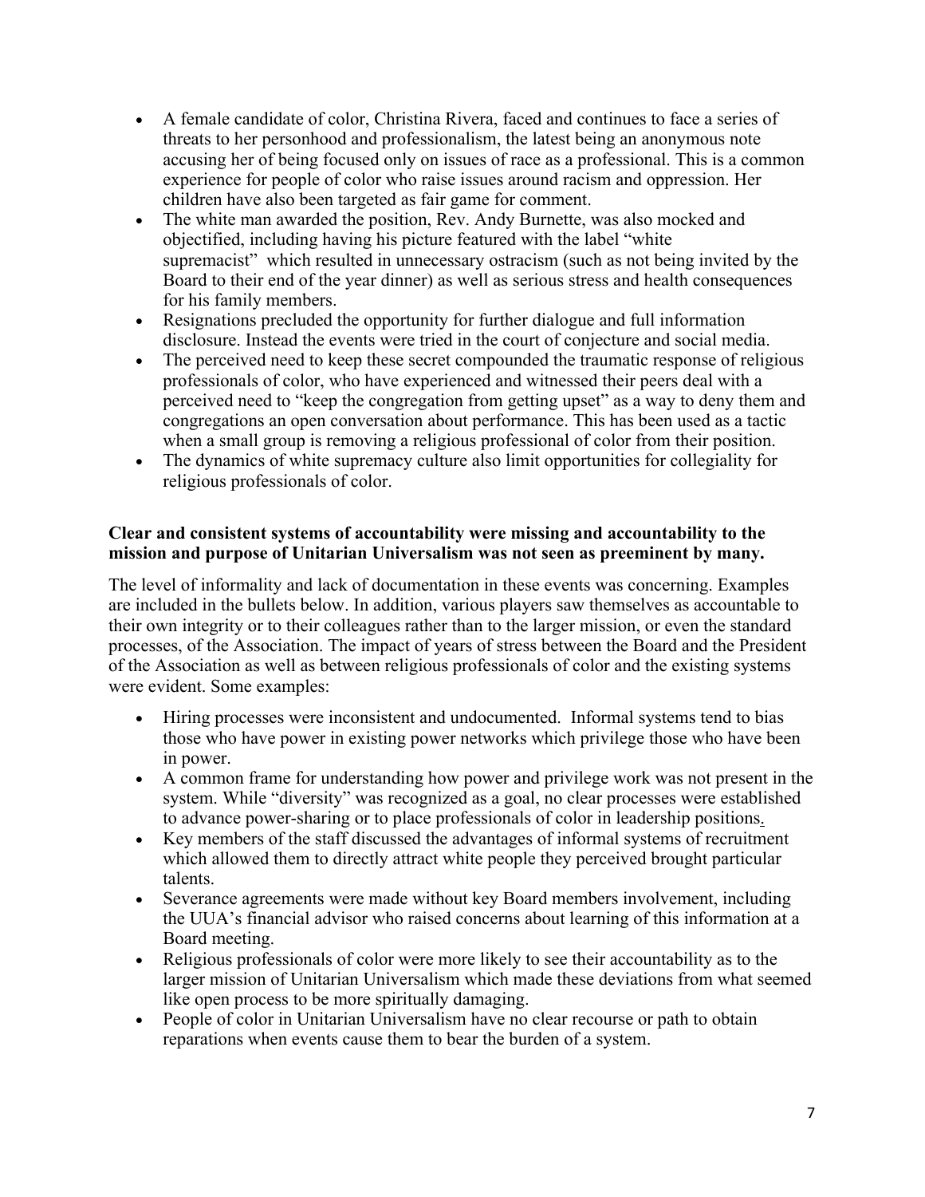- A female candidate of color, Christina Rivera, faced and continues to face a series of threats to her personhood and professionalism, the latest being an anonymous note accusing her of being focused only on issues of race as a professional. This is a common experience for people of color who raise issues around racism and oppression. Her children have also been targeted as fair game for comment.
- The white man awarded the position, Rev. Andy Burnette, was also mocked and objectified, including having his picture featured with the label "white supremacist" which resulted in unnecessary ostracism (such as not being invited by the Board to their end of the year dinner) as well as serious stress and health consequences for his family members.
- Resignations precluded the opportunity for further dialogue and full information disclosure. Instead the events were tried in the court of conjecture and social media.
- The perceived need to keep these secret compounded the traumatic response of religious professionals of color, who have experienced and witnessed their peers deal with a perceived need to "keep the congregation from getting upset" as a way to deny them and congregations an open conversation about performance. This has been used as a tactic when a small group is removing a religious professional of color from their position.
- The dynamics of white supremacy culture also limit opportunities for collegiality for religious professionals of color.

**Clear and consistent systems of accountability were missing and accountability to the mission and purpose of Unitarian Universalism was not seen as preeminent by many.**

The level of informality and lack of documentation in these events was concerning. Examples are included in the bullets below. In addition, various players saw themselves as accountable to their own integrity or to their colleagues rather than to the larger mission, or even the standard processes, of the Association. The impact of years of stress between the Board and the President of the Association as well as between religious professionals of color and the existing systems were evident. Some examples:

- Hiring processes were inconsistent and undocumented. Informal systems tend to bias those who have power in existing power networks which privilege those who have been in power.
- A common frame for understanding how power and privilege work was not present in the system. While "diversity" was recognized as a goal, no clear processes were established to advance power-sharing or to place professionals of color in leadership positions.
- Key members of the staff discussed the advantages of informal systems of recruitment which allowed them to directly attract white people they perceived brought particular talents.
- Severance agreements were made without key Board members involvement, including the UUA's financial advisor who raised concerns about learning of this information at a Board meeting.
- Religious professionals of color were more likely to see their accountability as to the larger mission of Unitarian Universalism which made these deviations from what seemed like open process to be more spiritually damaging.
- People of color in Unitarian Universalism have no clear recourse or path to obtain reparations when events cause them to bear the burden of a system.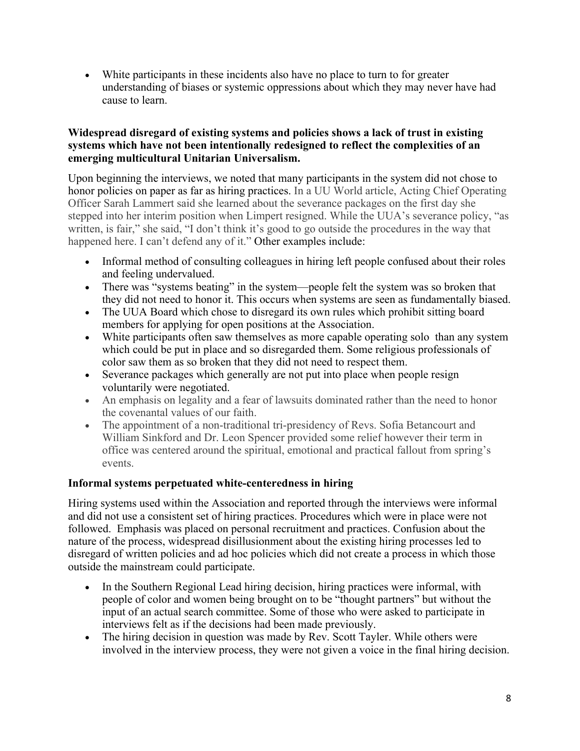- White participants in these incidents also have no place to turn to for greater understanding of biases or systemic oppressions about which they may never have had cause to learn.

**Widespread disregard of existing systems and policies shows a lack of trust in existing systems which have not been intentionally redesigned to reflect the complexities of an emerging multicultural Unitarian Universalism.**

Upon beginning the interviews, we noted that many participants in the system did not chose to honor policies on paper as far as hiring practices. In a UU World article, Acting Chief Operating Officer Sarah Lammert said she learned about the severance packages on the first day she stepped into her interim position when Limpert resigned. While the UUA's severance policy, "as written, is fair," she said, "I don't think it's good to go outside the procedures in the way that happened here. I can't defend any of it." Other examples include:

- Informal method of consulting colleagues in hiring left people confused about their roles and feeling undervalued.
- There was "systems beating" in the system—people felt the system was so broken that they did not need to honor it. This occurs when systems are seen as fundamentally biased.
- The UUA Board which chose to disregard its own rules which prohibit sitting board members for applying for open positions at the Association.
- White participants often saw themselves as more capable operating solo than any system which could be put in place and so disregarded them. Some religious professionals of color saw them as so broken that they did not need to respect them.
- Severance packages which generally are not put into place when people resign voluntarily were negotiated.
- An emphasis on legality and a fear of lawsuits dominated rather than the need to honor the covenantal values of our faith.
- The appointment of a non-traditional tri-presidency of Revs. Sofia Betancourt and William Sinkford and Dr. Leon Spencer provided some relief however their term in office was centered around the spiritual, emotional and practical fallout from spring's events.

**Informal systems perpetuated white-centeredness in hiring**

Hiring systems used within the Association and reported through the interviews were informal and did not use a consistent set of hiring practices. Procedures which were in place were not followed. Emphasis was placed on personal recruitment and practices. Confusion about the nature of the process, widespread disillusionment about the existing hiring processes led to disregard of written policies and ad hoc policies which did not create a process in which those outside the mainstream could participate.

- In the Southern Regional Lead hiring decision, hiring practices were informal, with people of color and women being brought on to be "thought partners" but without the input of an actual search committee. Some of those who were asked to participate in interviews felt as if the decisions had been made previously.
- The hiring decision in question was made by Rev. Scott Tayler. While others were involved in the interview process, they were not given a voice in the final hiring decision.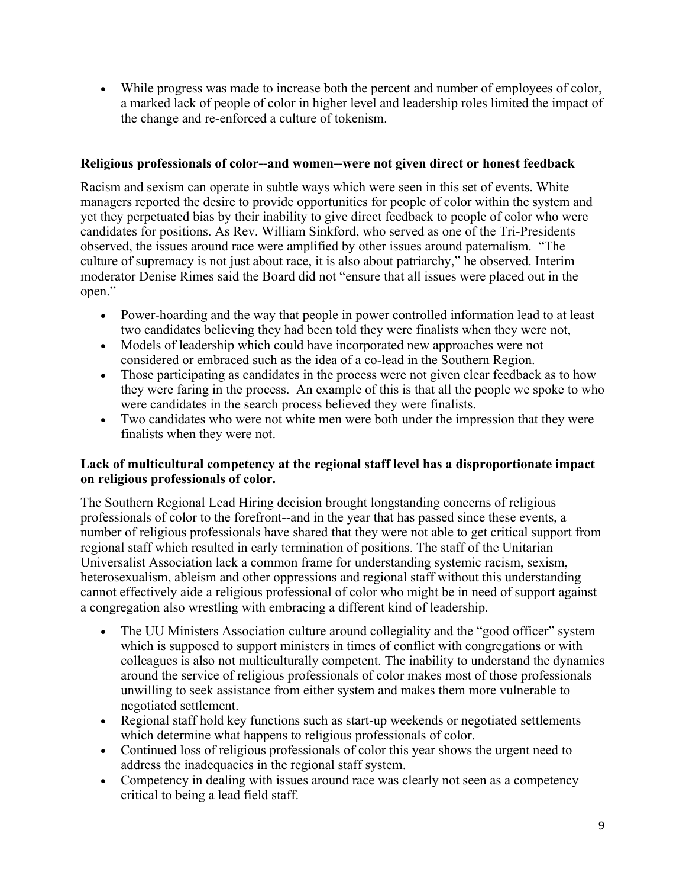- While progress was made to increase both the percent and number of employees of color, a marked lack of people of color in higher level and leadership roles limited the impact of the change and re-enforced a culture of tokenism.

**Religious professionals of color--and women--were not given direct or honest feedback**

Racism and sexism can operate in subtle ways which were seen in this set of events. White managers reported the desire to provide opportunities for people of color within the system and yet they perpetuated bias by their inability to give direct feedback to people of color who were candidates for positions. As Rev. William Sinkford, who served as one of the Tri-Presidents observed, the issues around race were amplified by other issues around paternalism. "The culture of supremacy is not just about race, it is also about patriarchy," he observed. Interim moderator Denise Rimes said the Board did not "ensure that all issues were placed out in the open."

- Power-hoarding and the way that people in power controlled information lead to at least two candidates believing they had been told they were finalists when they were not,
- Models of leadership which could have incorporated new approaches were not considered or embraced such as the idea of a co-lead in the Southern Region.
- Those participating as candidates in the process were not given clear feedback as to how they were faring in the process. An example of this is that all the people we spoke to who were candidates in the search process believed they were finalists.
- Two candidates who were not white men were both under the impression that they were finalists when they were not.

**Lack of multicultural competency at the regional staff level has a disproportionate impact on religious professionals of color.**

The Southern Regional Lead Hiring decision brought longstanding concerns of religious professionals of color to the forefront--and in the year that has passed since these events, a number of religious professionals have shared that they were not able to get critical support from regional staff which resulted in early termination of positions. The staff of the Unitarian Universalist Association lack a common frame for understanding systemic racism, sexism, heterosexualism, ableism and other oppressions and regional staff without this understanding cannot effectively aide a religious professional of color who might be in need of support against a congregation also wrestling with embracing a different kind of leadership.

- The UU Ministers Association culture around collegiality and the "good officer" system which is supposed to support ministers in times of conflict with congregations or with colleagues is also not multiculturally competent. The inability to understand the dynamics around the service of religious professionals of color makes most of those professionals unwilling to seek assistance from either system and makes them more vulnerable to negotiated settlement.
- Regional staff hold key functions such as start-up weekends or negotiated settlements which determine what happens to religious professionals of color.
- Continued loss of religious professionals of color this year shows the urgent need to address the inadequacies in the regional staff system.
- Competency in dealing with issues around race was clearly not seen as a competency critical to being a lead field staff.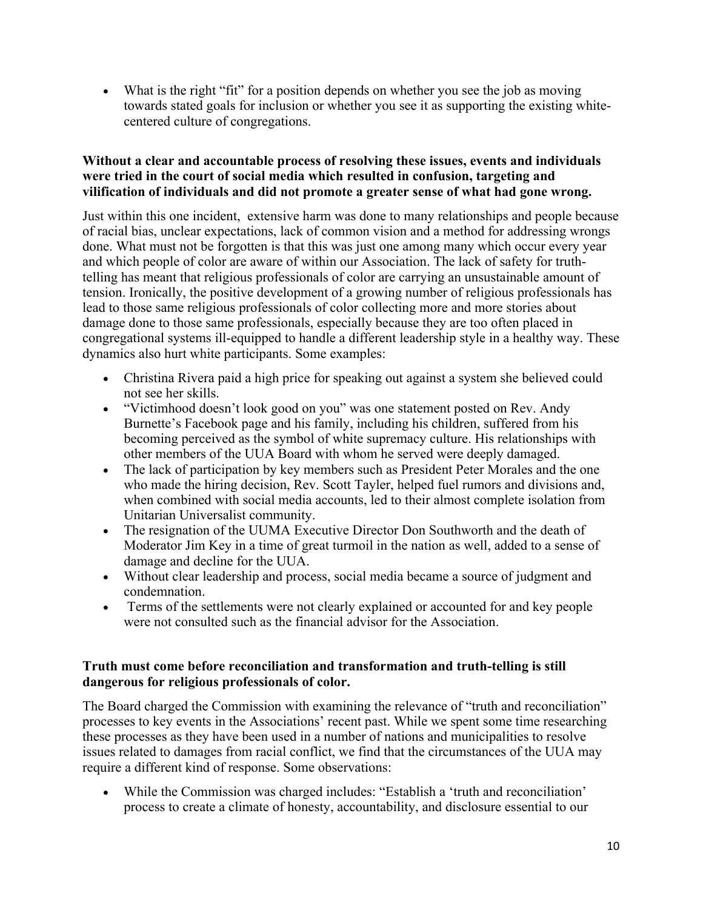- What is the right "fit" for a position depends on whether you see the job as moving towards stated goals for inclusion or whether you see it as supporting the existing white-centered culture of congregations.

**Without a clear and accountable process of resolving these issues, events and individuals were tried in the court of social media which resulted in confusion, targeting and vilification of individuals and did not promote a greater sense of what had gone wrong.**

Just within this one incident, extensive harm was done to many relationships and people because of racial bias, unclear expectations, lack of common vision and a method for addressing wrongs done. What must not be forgotten is that this was just one among many which occur every year and which people of color are aware of within our Association. The lack of safety for truth-telling has meant that religious professionals of color are carrying an unsustainable amount of tension. Ironically, the positive development of a growing number of religious professionals has lead to those same religious professionals of color collecting more and more stories about damage done to those same professionals, especially because they are too often placed in congregational systems ill-equipped to handle a different leadership style in a healthy way. These dynamics also hurt white participants. Some examples:

- Christina Rivera paid a high price for speaking out against a system she believed could not see her skills.
- "Victimhood doesn't look good on you" was one statement posted on Rev. Andy Burnette's Facebook page and his family, including his children, suffered from his becoming perceived as the symbol of white supremacy culture. His relationships with other members of the UUA Board with whom he served were deeply damaged.
- The lack of participation by key members such as President Peter Morales and the one who made the hiring decision, Rev. Scott Tayler, helped fuel rumors and divisions and, when combined with social media accounts, led to their almost complete isolation from Unitarian Universalist community.
- The resignation of the UUMA Executive Director Don Southworth and the death of Moderator Jim Key in a time of great turmoil in the nation as well, added to a sense of damage and decline for the UUA.
- Without clear leadership and process, social media became a source of judgment and condemnation.
- Terms of the settlements were not clearly explained or accounted for and key people were not consulted such as the financial advisor for the Association.

**Truth must come before reconciliation and transformation and truth-telling is still dangerous for religious professionals of color.**

The Board charged the Commission with examining the relevance of "truth and reconciliation" processes to key events in the Associations' recent past. While we spent some time researching these processes as they have been used in a number of nations and municipalities to resolve issues related to damages from racial conflict, we find that the circumstances of the UUA may require a different kind of response. Some observations:

- While the Commission was charged includes: "Establish a 'truth and reconciliation' process to create a climate of honesty, accountability, and disclosure essential to our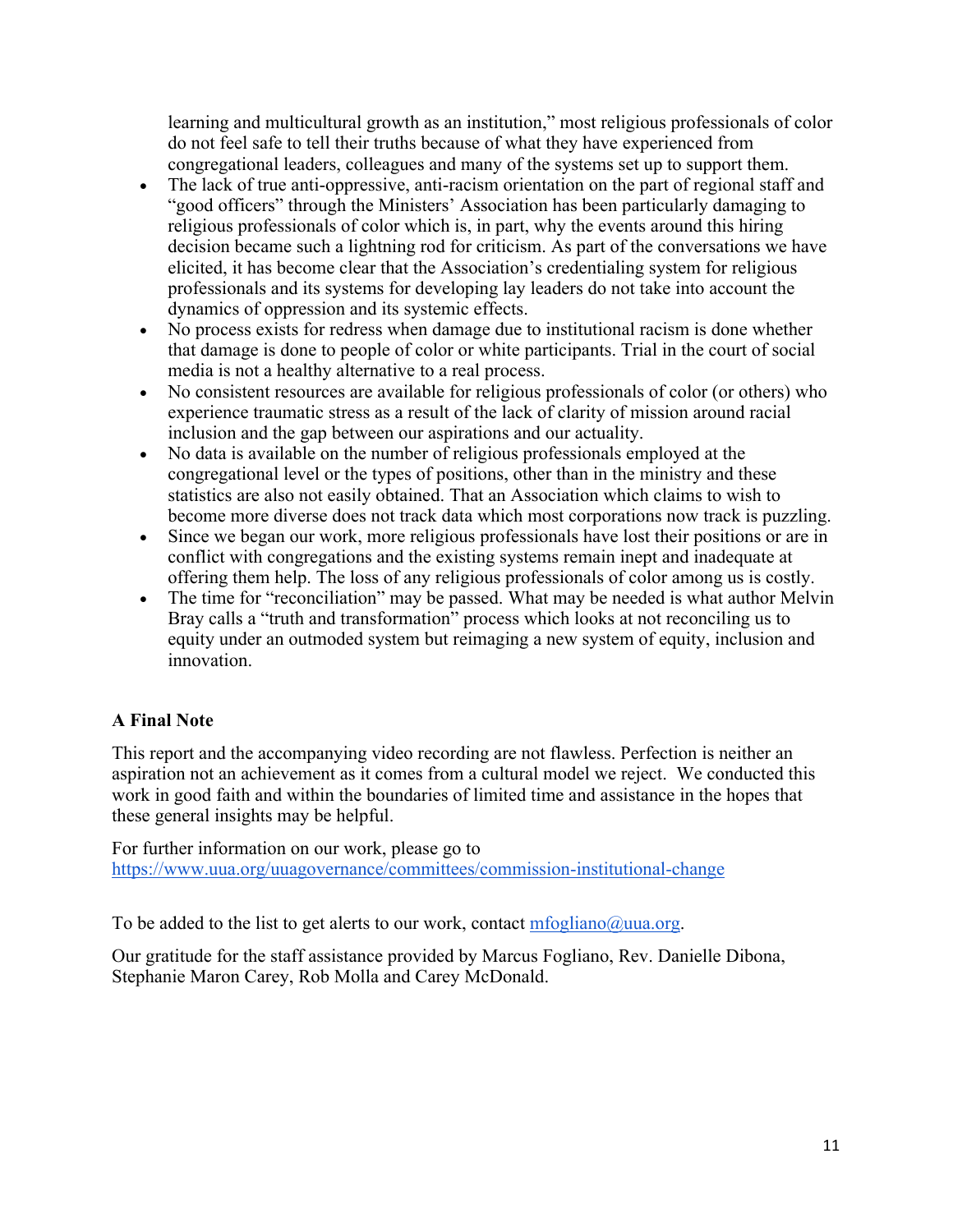learning and multicultural growth as an institution," most religious professionals of color do not feel safe to tell their truths because of what they have experienced from congregational leaders, colleagues and many of the systems set up to support them.

- The lack of true anti-oppressive, anti-racism orientation on the part of regional staff and "good officers" through the Ministers' Association has been particularly damaging to religious professionals of color which is, in part, why the events around this hiring decision became such a lightning rod for criticism. As part of the conversations we have elicited, it has become clear that the Association's credentialing system for religious professionals and its systems for developing lay leaders do not take into account the dynamics of oppression and its systemic effects.
- No process exists for redress when damage due to institutional racism is done whether that damage is done to people of color or white participants. Trial in the court of social media is not a healthy alternative to a real process.
- No consistent resources are available for religious professionals of color (or others) who experience traumatic stress as a result of the lack of clarity of mission around racial inclusion and the gap between our aspirations and our actuality.
- No data is available on the number of religious professionals employed at the congregational level or the types of positions, other than in the ministry and these statistics are also not easily obtained. That an Association which claims to wish to become more diverse does not track data which most corporations now track is puzzling.
- Since we began our work, more religious professionals have lost their positions or are in conflict with congregations and the existing systems remain inept and inadequate at offering them help. The loss of any religious professionals of color among us is costly.
- The time for "reconciliation" may be passed. What may be needed is what author Melvin Bray calls a "truth and transformation" process which looks at not reconciling us to equity under an outmoded system but reimaging a new system of equity, inclusion and innovation.

**A Final Note**

This report and the accompanying video recording are not flawless. Perfection is neither an aspiration not an achievement as it comes from a cultural model we reject. We conducted this work in good faith and within the boundaries of limited time and assistance in the hopes that these general insights may be helpful.

For further information on our work, please go to https://www.uua.org/uuagovernance/committees/commission-institutional-change

To be added to the list to get alerts to our work, contact mfogliano@uua.org.

Our gratitude for the staff assistance provided by Marcus Fogliano, Rev. Danielle Dibona, Stephanie Maron Carey, Rob Molla and Carey McDonald.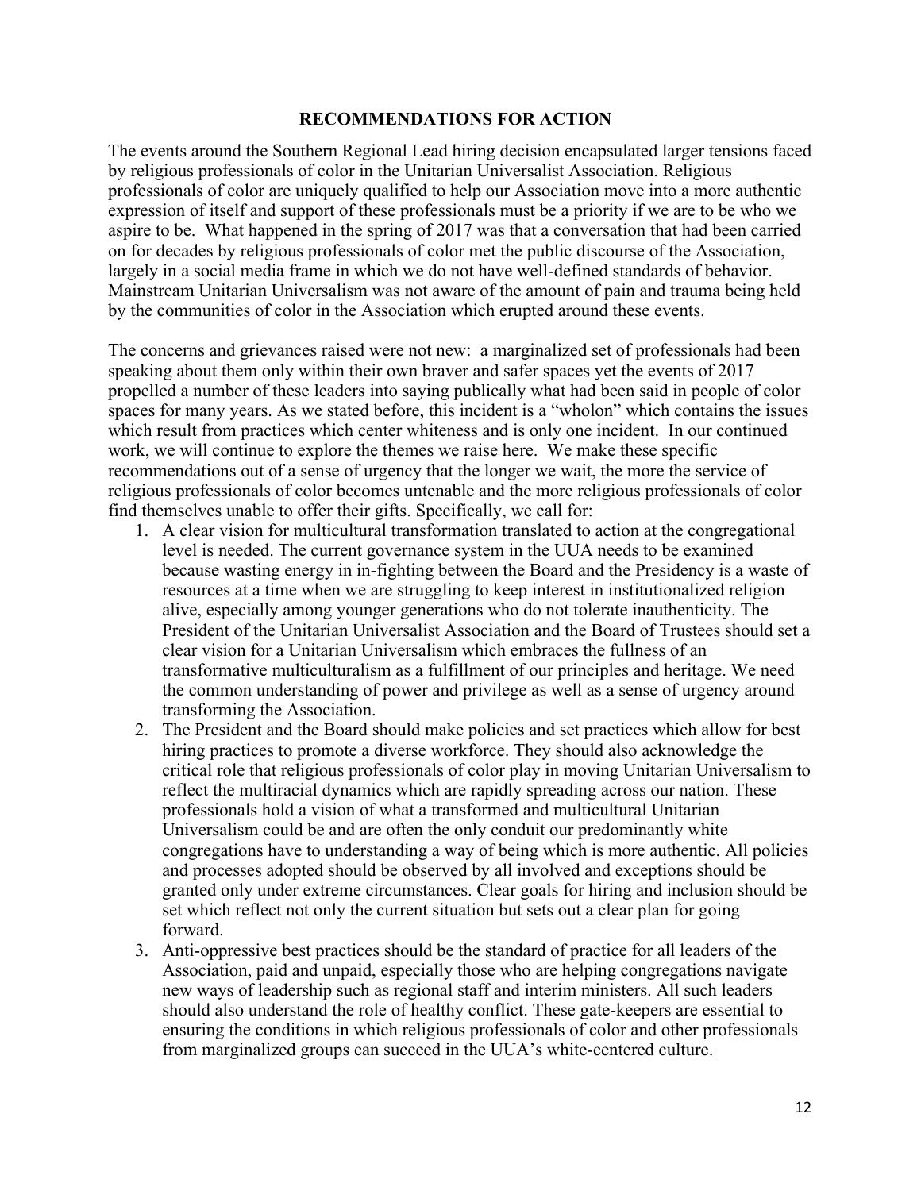## RECOMMENDATIONS FOR ACTION

The events around the Southern Regional Lead hiring decision encapsulated larger tensions faced by religious professionals of color in the Unitarian Universalist Association. Religious professionals of color are uniquely qualified to help our Association move into a more authentic expression of itself and support of these professionals must be a priority if we are to be who we aspire to be. What happened in the spring of 2017 was that a conversation that had been carried on for decades by religious professionals of color met the public discourse of the Association, largely in a social media frame in which we do not have well-defined standards of behavior. Mainstream Unitarian Universalism was not aware of the amount of pain and trauma being held by the communities of color in the Association which erupted around these events.

The concerns and grievances raised were not new: a marginalized set of professionals had been speaking about them only within their own braver and safer spaces yet the events of 2017 propelled a number of these leaders into saying publically what had been said in people of color spaces for many years. As we stated before, this incident is a "wholon" which contains the issues which result from practices which center whiteness and is only one incident. In our continued work, we will continue to explore the themes we raise here. We make these specific recommendations out of a sense of urgency that the longer we wait, the more the service of religious professionals of color becomes untenable and the more religious professionals of color find themselves unable to offer their gifts. Specifically, we call for:

1. A clear vision for multicultural transformation translated to action at the congregational level is needed. The current governance system in the UUA needs to be examined because wasting energy in in-fighting between the Board and the Presidency is a waste of resources at a time when we are struggling to keep interest in institutionalized religion alive, especially among younger generations who do not tolerate inauthenticity. The President of the Unitarian Universalist Association and the Board of Trustees should set a clear vision for a Unitarian Universalism which embraces the fullness of an transformative multiculturalism as a fulfillment of our principles and heritage. We need the common understanding of power and privilege as well as a sense of urgency around transforming the Association.
2. The President and the Board should make policies and set practices which allow for best hiring practices to promote a diverse workforce. They should also acknowledge the critical role that religious professionals of color play in moving Unitarian Universalism to reflect the multiracial dynamics which are rapidly spreading across our nation. These professionals hold a vision of what a transformed and multicultural Unitarian Universalism could be and are often the only conduit our predominantly white congregations have to understanding a way of being which is more authentic. All policies and processes adopted should be observed by all involved and exceptions should be granted only under extreme circumstances. Clear goals for hiring and inclusion should be set which reflect not only the current situation but sets out a clear plan for going forward.
3. Anti-oppressive best practices should be the standard of practice for all leaders of the Association, paid and unpaid, especially those who are helping congregations navigate new ways of leadership such as regional staff and interim ministers. All such leaders should also understand the role of healthy conflict. These gate-keepers are essential to ensuring the conditions in which religious professionals of color and other professionals from marginalized groups can succeed in the UUA's white-centered culture.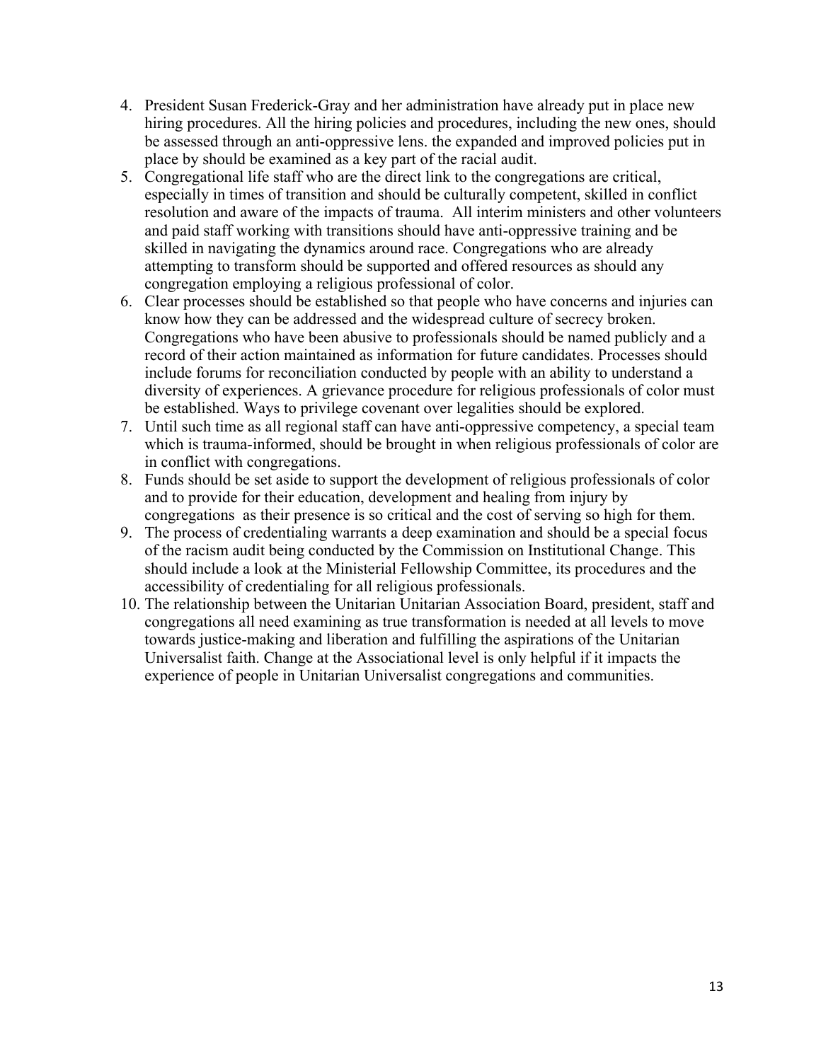4. President Susan Frederick-Gray and her administration have already put in place new hiring procedures. All the hiring policies and procedures, including the new ones, should be assessed through an anti-oppressive lens. the expanded and improved policies put in place by should be examined as a key part of the racial audit.
5. Congregational life staff who are the direct link to the congregations are critical, especially in times of transition and should be culturally competent, skilled in conflict resolution and aware of the impacts of trauma. All interim ministers and other volunteers and paid staff working with transitions should have anti-oppressive training and be skilled in navigating the dynamics around race. Congregations who are already attempting to transform should be supported and offered resources as should any congregation employing a religious professional of color.
6. Clear processes should be established so that people who have concerns and injuries can know how they can be addressed and the widespread culture of secrecy broken. Congregations who have been abusive to professionals should be named publicly and a record of their action maintained as information for future candidates. Processes should include forums for reconciliation conducted by people with an ability to understand a diversity of experiences. A grievance procedure for religious professionals of color must be established. Ways to privilege covenant over legalities should be explored.
7. Until such time as all regional staff can have anti-oppressive competency, a special team which is trauma-informed, should be brought in when religious professionals of color are in conflict with congregations.
8. Funds should be set aside to support the development of religious professionals of color and to provide for their education, development and healing from injury by congregations as their presence is so critical and the cost of serving so high for them.
9. The process of credentialing warrants a deep examination and should be a special focus of the racism audit being conducted by the Commission on Institutional Change. This should include a look at the Ministerial Fellowship Committee, its procedures and the accessibility of credentialing for all religious professionals.
10. The relationship between the Unitarian Unitarian Association Board, president, staff and congregations all need examining as true transformation is needed at all levels to move towards justice-making and liberation and fulfilling the aspirations of the Unitarian Universalist faith. Change at the Associational level is only helpful if it impacts the experience of people in Unitarian Universalist congregations and communities.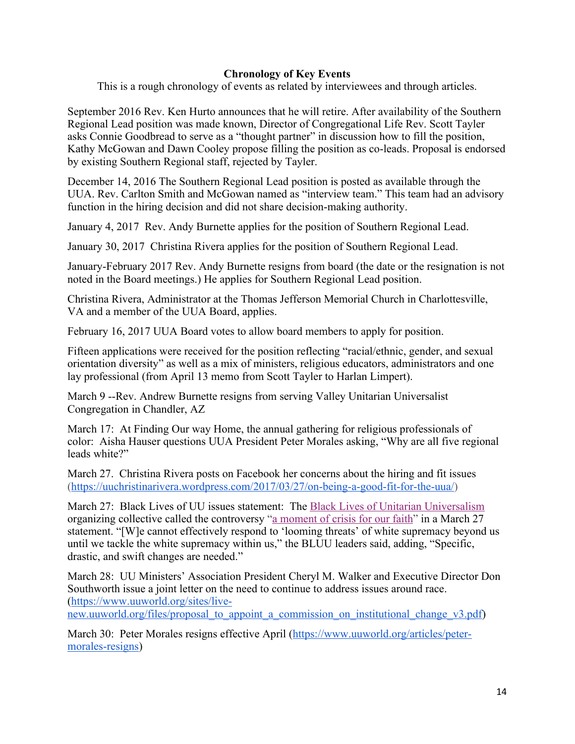**Chronology of Key Events**

This is a rough chronology of events as related by interviewees and through articles.

September 2016 Rev. Ken Hurto announces that he will retire. After availability of the Southern Regional Lead position was made known, Director of Congregational Life Rev. Scott Tayler asks Connie Goodbread to serve as a "thought partner" in discussion how to fill the position, Kathy McGowan and Dawn Cooley propose filling the position as co-leads. Proposal is endorsed by existing Southern Regional staff, rejected by Tayler.

December 14, 2016 The Southern Regional Lead position is posted as available through the UUA. Rev. Carlton Smith and McGowan named as "interview team." This team had an advisory function in the hiring decision and did not share decision-making authority.

January 4, 2017 Rev. Andy Burnette applies for the position of Southern Regional Lead.

January 30, 2017 Christina Rivera applies for the position of Southern Regional Lead.

January-February 2017 Rev. Andy Burnette resigns from board (the date or the resignation is not noted in the Board meetings.) He applies for Southern Regional Lead position.

Christina Rivera, Administrator at the Thomas Jefferson Memorial Church in Charlottesville, VA and a member of the UUA Board, applies.

February 16, 2017 UUA Board votes to allow board members to apply for position.

Fifteen applications were received for the position reflecting "racial/ethnic, gender, and sexual orientation diversity" as well as a mix of ministers, religious educators, administrators and one lay professional (from April 13 memo from Scott Tayler to Harlan Limpert).

March 9 --Rev. Andrew Burnette resigns from serving Valley Unitarian Universalist Congregation in Chandler, AZ

March 17: At Finding Our way Home, the annual gathering for religious professionals of color: Aisha Hauser questions UUA President Peter Morales asking, "Why are all five regional leads white?"

March 27. Christina Rivera posts on Facebook her concerns about the hiring and fit issues (https://uuchristinarivera.wordpress.com/2017/03/27/on-being-a-good-fit-for-the-uua/)

March 27: Black Lives of UU issues statement: The Black Lives of Unitarian Universalism organizing collective called the controversy "a moment of crisis for our faith" in a March 27 statement. "[W]e cannot effectively respond to 'looming threats' of white supremacy beyond us until we tackle the white supremacy within us," the BLUU leaders said, adding, "Specific, drastic, and swift changes are needed."

March 28: UU Ministers' Association President Cheryl M. Walker and Executive Director Don Southworth issue a joint letter on the need to continue to address issues around race. (https://www.uuworld.org/sites/live-new.uuworld.org/files/proposal_to_appoint_a_commission_on_institutional_change_v3.pdf)

March 30: Peter Morales resigns effective April (https://www.uuworld.org/articles/peter-morales-resigns)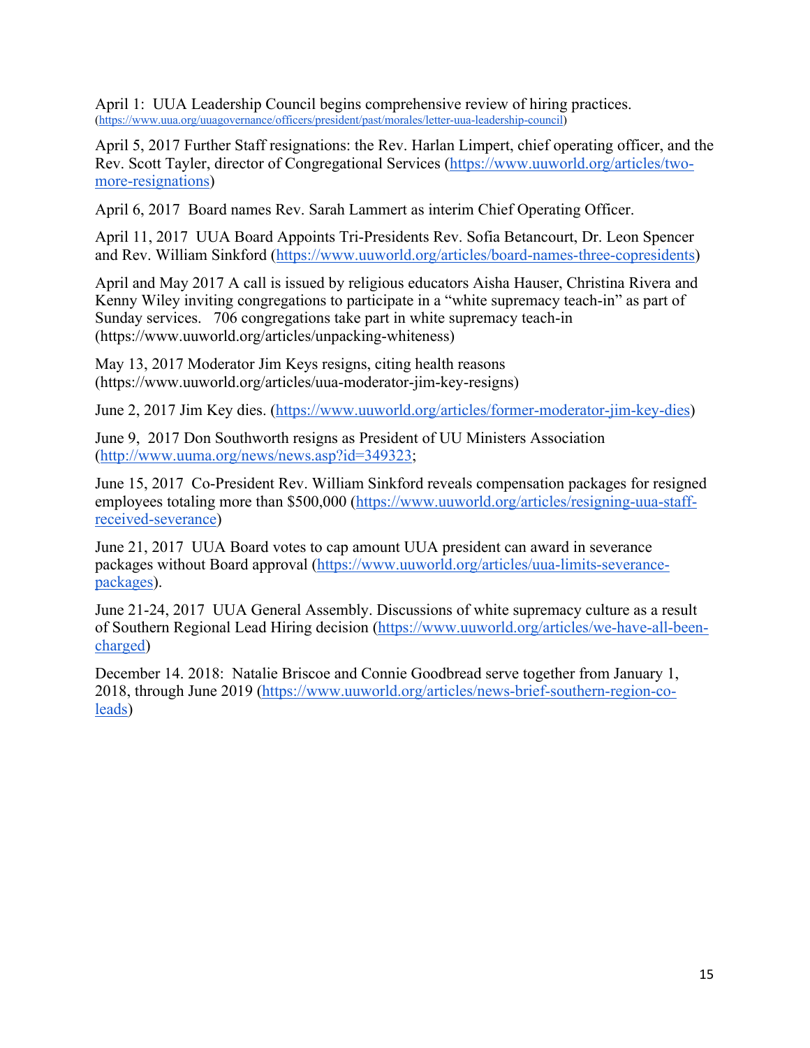April 1: UUA Leadership Council begins comprehensive review of hiring practices. (https://www.uua.org/uuagovernance/officers/president/past/morales/letter-uua-leadership-council)

April 5, 2017 Further Staff resignations: the Rev. Harlan Limpert, chief operating officer, and the Rev. Scott Tayler, director of Congregational Services (https://www.uuworld.org/articles/two-more-resignations)

April 6, 2017 Board names Rev. Sarah Lammert as interim Chief Operating Officer.

April 11, 2017 UUA Board Appoints Tri-Presidents Rev. Sofia Betancourt, Dr. Leon Spencer and Rev. William Sinkford (https://www.uuworld.org/articles/board-names-three-copresidents)

April and May 2017 A call is issued by religious educators Aisha Hauser, Christina Rivera and Kenny Wiley inviting congregations to participate in a "white supremacy teach-in" as part of Sunday services. 706 congregations take part in white supremacy teach-in (https://www.uuworld.org/articles/unpacking-whiteness)

May 13, 2017 Moderator Jim Keys resigns, citing health reasons (https://www.uuworld.org/articles/uua-moderator-jim-key-resigns)

June 2, 2017 Jim Key dies. (https://www.uuworld.org/articles/former-moderator-jim-key-dies)

June 9, 2017 Don Southworth resigns as President of UU Ministers Association (http://www.uuma.org/news/news.asp?id=349323;

June 15, 2017 Co-President Rev. William Sinkford reveals compensation packages for resigned employees totaling more than $500,000 (https://www.uuworld.org/articles/resigning-uua-staff-received-severance)

June 21, 2017 UUA Board votes to cap amount UUA president can award in severance packages without Board approval (https://www.uuworld.org/articles/uua-limits-severance-packages).

June 21-24, 2017 UUA General Assembly. Discussions of white supremacy culture as a result of Southern Regional Lead Hiring decision (https://www.uuworld.org/articles/we-have-all-been-charged)

December 14. 2018: Natalie Briscoe and Connie Goodbread serve together from January 1, 2018, through June 2019 (https://www.uuworld.org/articles/news-brief-southern-region-co-leads)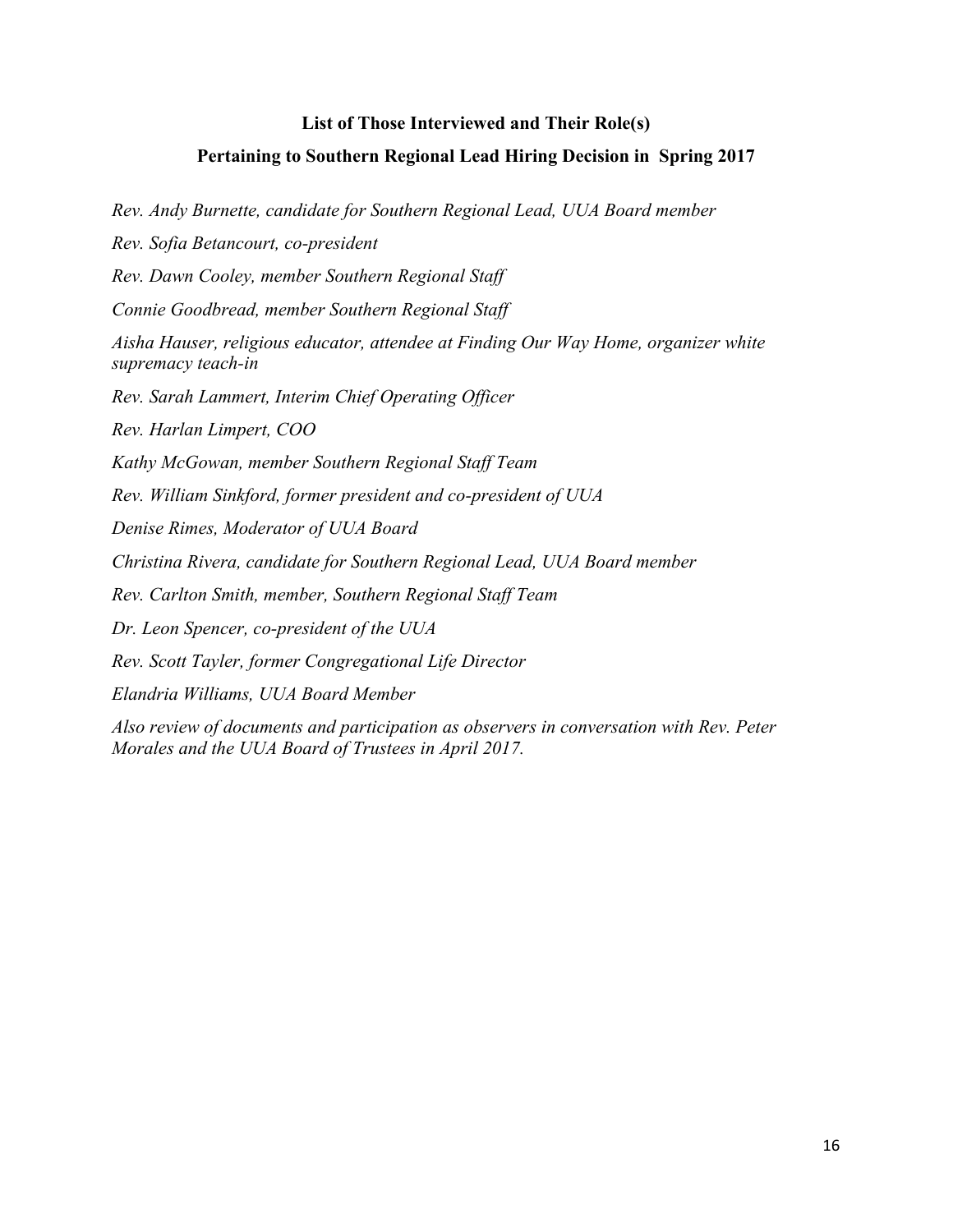**List of Those Interviewed and Their Role(s)**

**Pertaining to Southern Regional Lead Hiring Decision in Spring 2017**

*Rev. Andy Burnette, candidate for Southern Regional Lead, UUA Board member*

*Rev. Sofia Betancourt, co-president*

*Rev. Dawn Cooley, member Southern Regional Staff*

*Connie Goodbread, member Southern Regional Staff*

*Aisha Hauser, religious educator, attendee at Finding Our Way Home, organizer white supremacy teach-in*

*Rev. Sarah Lammert, Interim Chief Operating Officer*

*Rev. Harlan Limpert, COO*

*Kathy McGowan, member Southern Regional Staff Team*

*Rev. William Sinkford, former president and co-president of UUA*

*Denise Rimes, Moderator of UUA Board*

*Christina Rivera, candidate for Southern Regional Lead, UUA Board member*

*Rev. Carlton Smith, member, Southern Regional Staff Team*

*Dr. Leon Spencer, co-president of the UUA*

*Rev. Scott Tayler, former Congregational Life Director*

*Elandria Williams, UUA Board Member*

*Also review of documents and participation as observers in conversation with Rev. Peter Morales and the UUA Board of Trustees in April 2017.*